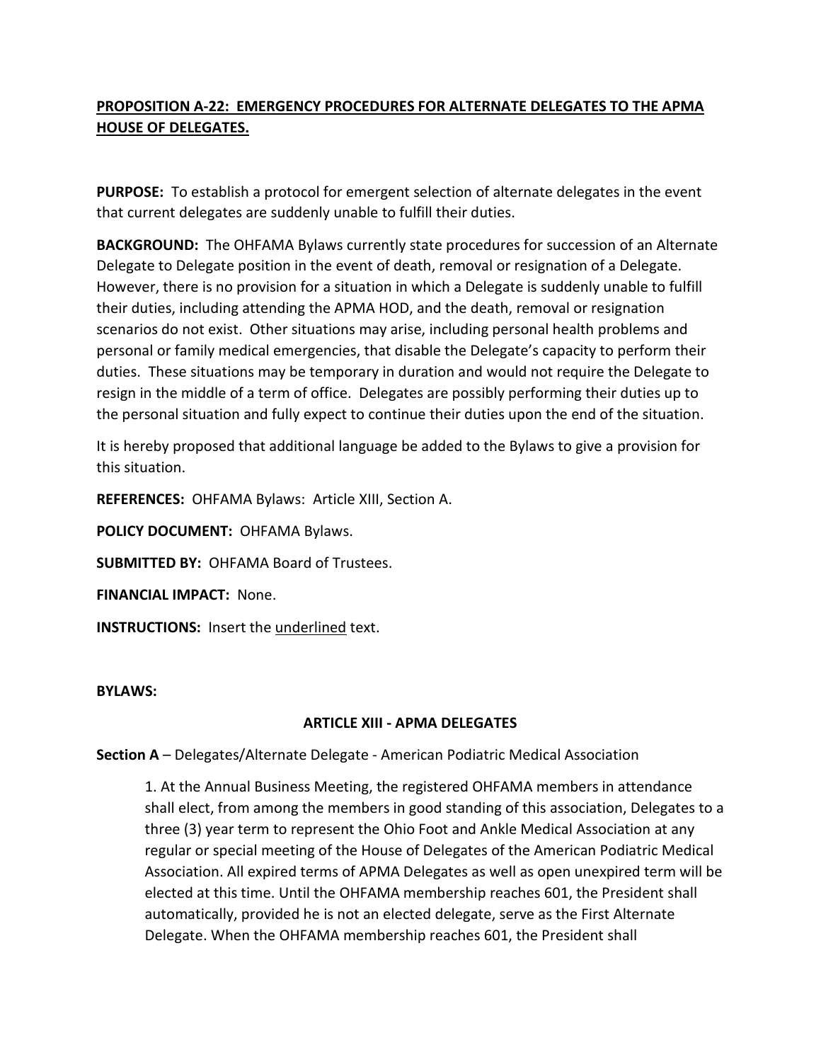**<u>PROPOSITION A-22: EMERGENCY PROCEDURES FOR ALTERNATE DELEGATES TO THE APMA HOUSE OF DELEGATES.</u>**

**PURPOSE:** To establish a protocol for emergent selection of alternate delegates in the event that current delegates are suddenly unable to fulfill their duties.

**BACKGROUND:** The OHFAMA Bylaws currently state procedures for succession of an Alternate Delegate to Delegate position in the event of death, removal or resignation of a Delegate. However, there is no provision for a situation in which a Delegate is suddenly unable to fulfill their duties, including attending the APMA HOD, and the death, removal or resignation scenarios do not exist. Other situations may arise, including personal health problems and personal or family medical emergencies, that disable the Delegate's capacity to perform their duties. These situations may be temporary in duration and would not require the Delegate to resign in the middle of a term of office. Delegates are possibly performing their duties up to the personal situation and fully expect to continue their duties upon the end of the situation.

It is hereby proposed that additional language be added to the Bylaws to give a provision for this situation.

**REFERENCES:** OHFAMA Bylaws: Article XIII, Section A.

**POLICY DOCUMENT:** OHFAMA Bylaws.

**SUBMITTED BY:** OHFAMA Board of Trustees.

**FINANCIAL IMPACT:** None.

**INSTRUCTIONS:** Insert the <u>underlined</u> text.

**BYLAWS:**

**ARTICLE XIII - APMA DELEGATES**

**Section A** – Delegates/Alternate Delegate - American Podiatric Medical Association

> 1. At the Annual Business Meeting, the registered OHFAMA members in attendance shall elect, from among the members in good standing of this association, Delegates to a three (3) year term to represent the Ohio Foot and Ankle Medical Association at any regular or special meeting of the House of Delegates of the American Podiatric Medical Association. All expired terms of APMA Delegates as well as open unexpired term will be elected at this time. Until the OHFAMA membership reaches 601, the President shall automatically, provided he is not an elected delegate, serve as the First Alternate Delegate. When the OHFAMA membership reaches 601, the President shall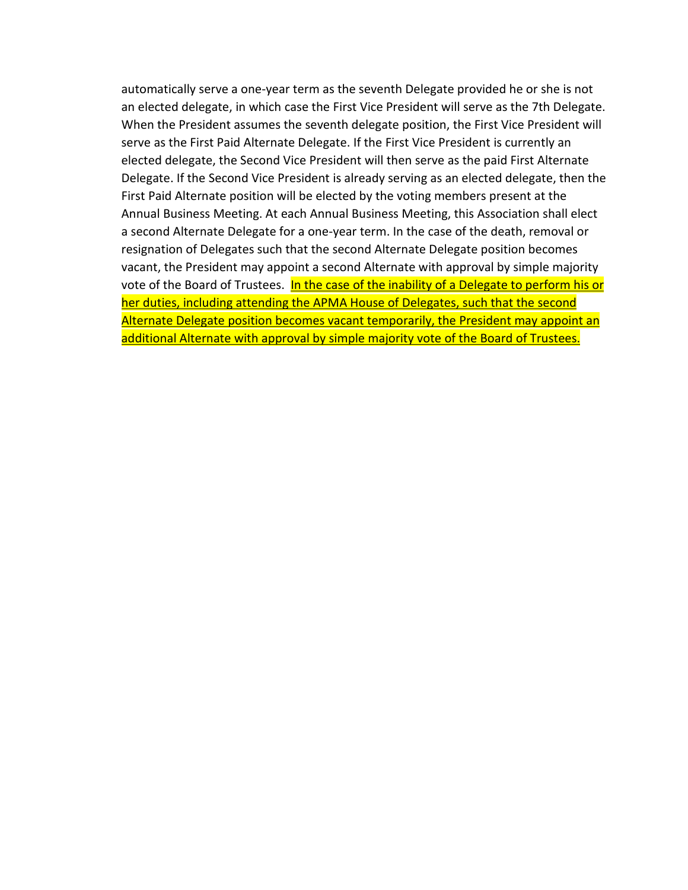automatically serve a one-year term as the seventh Delegate provided he or she is not an elected delegate, in which case the First Vice President will serve as the 7th Delegate. When the President assumes the seventh delegate position, the First Vice President will serve as the First Paid Alternate Delegate. If the First Vice President is currently an elected delegate, the Second Vice President will then serve as the paid First Alternate Delegate. If the Second Vice President is already serving as an elected delegate, then the First Paid Alternate position will be elected by the voting members present at the Annual Business Meeting. At each Annual Business Meeting, this Association shall elect a second Alternate Delegate for a one-year term. In the case of the death, removal or resignation of Delegates such that the second Alternate Delegate position becomes vacant, the President may appoint a second Alternate with approval by simple majority vote of the Board of Trustees. <u>In the case of the inability of a Delegate to perform his or her duties, including attending the APMA House of Delegates, such that the second Alternate Delegate position becomes vacant temporarily, the President may appoint an additional Alternate with approval by simple majority vote of the Board of Trustees.</u>